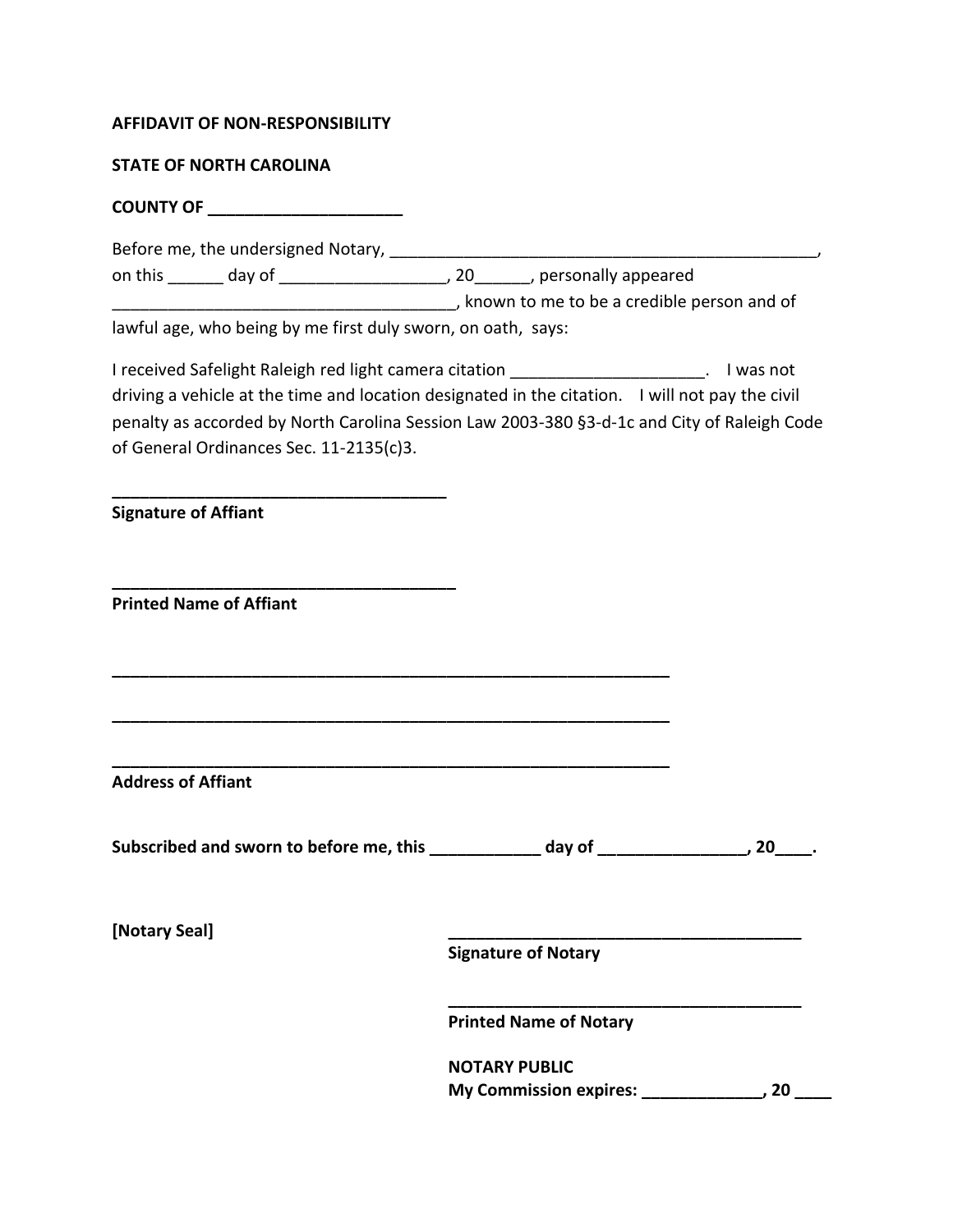**AFFIDAVIT OF NON-RESPONSIBILITY**

**STATE OF NORTH CAROLINA**

**COUNTY OF ____________________**

Before me, the undersigned Notary, _______________________________________________, on this ______ day of _________________, 20______, personally appeared ____________________________________, known to me to be a credible person and of lawful age, who being by me first duly sworn, on oath, says:

I received Safelight Raleigh red light camera citation ____________________. I was not driving a vehicle at the time and location designated in the citation. I will not pay the civil penalty as accorded by North Carolina Session Law 2003-380 §3-d-1c and City of Raleigh Code of General Ordinances Sec. 11-2135(c)3.

____________________________________
**Signature of Affiant**

____________________________________
**Printed Name of Affiant**

____________________________________________________________

____________________________________________________________

____________________________________________________________
**Address of Affiant**

**Subscribed and sworn to before me, this ___________ day of _______________, 20____.**

**[Notary Seal]**

_______________________________________
**Signature of Notary**

_______________________________________
**Printed Name of Notary**

**NOTARY PUBLIC**
**My Commission expires: _____________, 20 ____**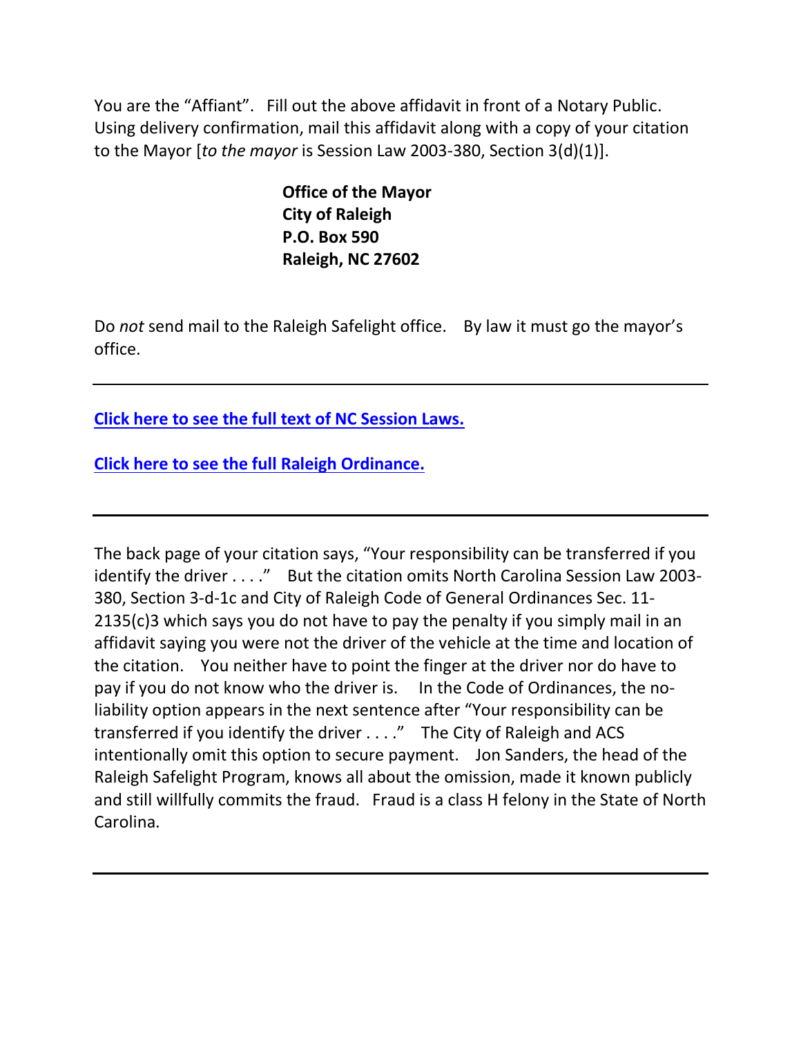You are the "Affiant". Fill out the above affidavit in front of a Notary Public. Using delivery confirmation, mail this affidavit along with a copy of your citation to the Mayor [*to the mayor* is Session Law 2003-380, Section 3(d)(1)].

**Office of the Mayor**
**City of Raleigh**
**P.O. Box 590**
**Raleigh, NC 27602**

Do *not* send mail to the Raleigh Safelight office. By law it must go the mayor's office.

---

**Click here to see the full text of NC Session Laws.**

**Click here to see the full Raleigh Ordinance.**

---

The back page of your citation says, "Your responsibility can be transferred if you identify the driver . . . ." But the citation omits North Carolina Session Law 2003-380, Section 3-d-1c and City of Raleigh Code of General Ordinances Sec. 11-2135(c)3 which says you do not have to pay the penalty if you simply mail in an affidavit saying you were not the driver of the vehicle at the time and location of the citation. You neither have to point the finger at the driver nor do have to pay if you do not know who the driver is. In the Code of Ordinances, the no-liability option appears in the next sentence after "Your responsibility can be transferred if you identify the driver . . . ." The City of Raleigh and ACS intentionally omit this option to secure payment. Jon Sanders, the head of the Raleigh Safelight Program, knows all about the omission, made it known publicly and still willfully commits the fraud. Fraud is a class H felony in the State of North Carolina.

---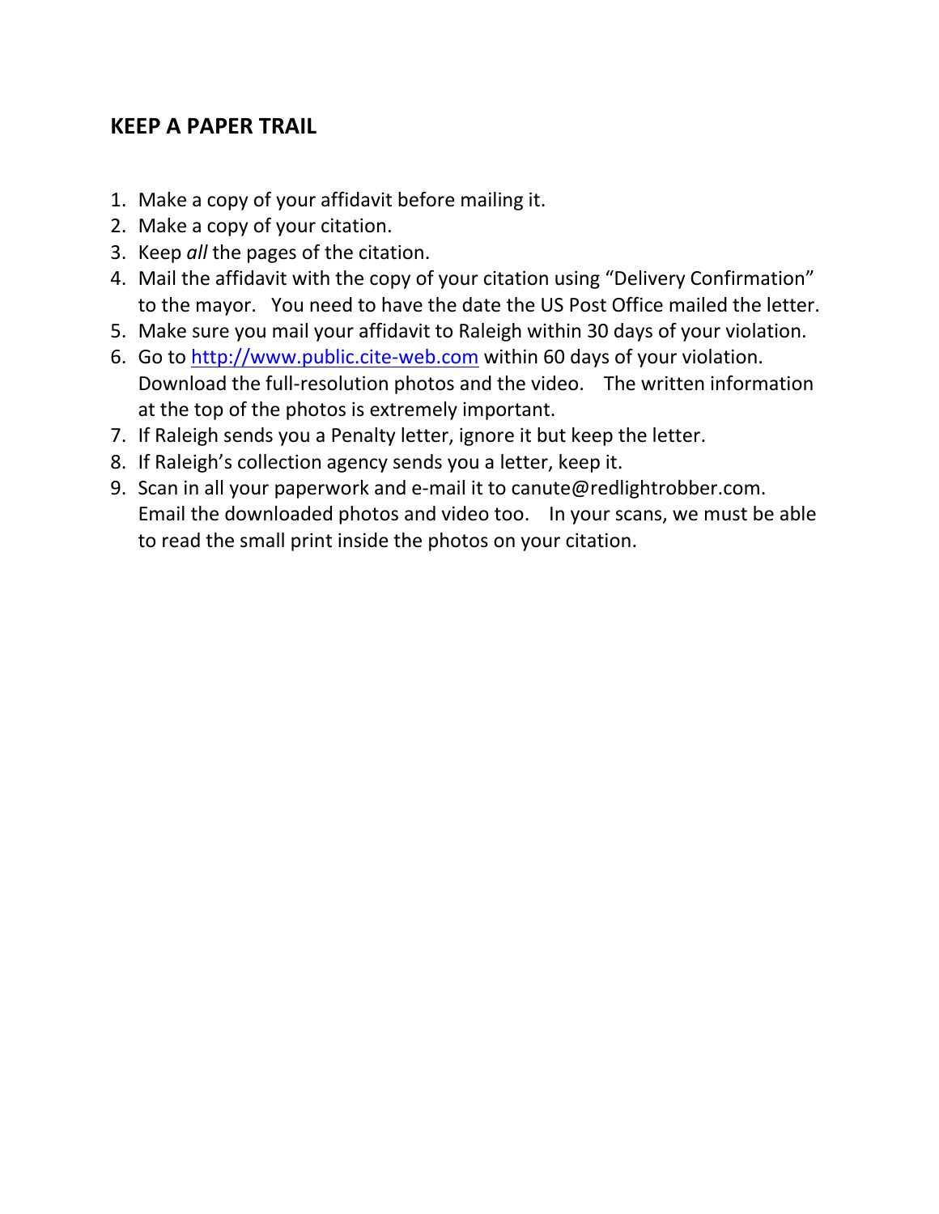## KEEP A PAPER TRAIL

1. Make a copy of your affidavit before mailing it.
2. Make a copy of your citation.
3. Keep *all* the pages of the citation.
4. Mail the affidavit with the copy of your citation using "Delivery Confirmation" to the mayor. You need to have the date the US Post Office mailed the letter.
5. Make sure you mail your affidavit to Raleigh within 30 days of your violation.
6. Go to [http://www.public.cite-web.com](http://www.public.cite-web.com) within 60 days of your violation. Download the full-resolution photos and the video. The written information at the top of the photos is extremely important.
7. If Raleigh sends you a Penalty letter, ignore it but keep the letter.
8. If Raleigh's collection agency sends you a letter, keep it.
9. Scan in all your paperwork and e-mail it to canute@redlightrobber.com. Email the downloaded photos and video too. In your scans, we must be able to read the small print inside the photos on your citation.